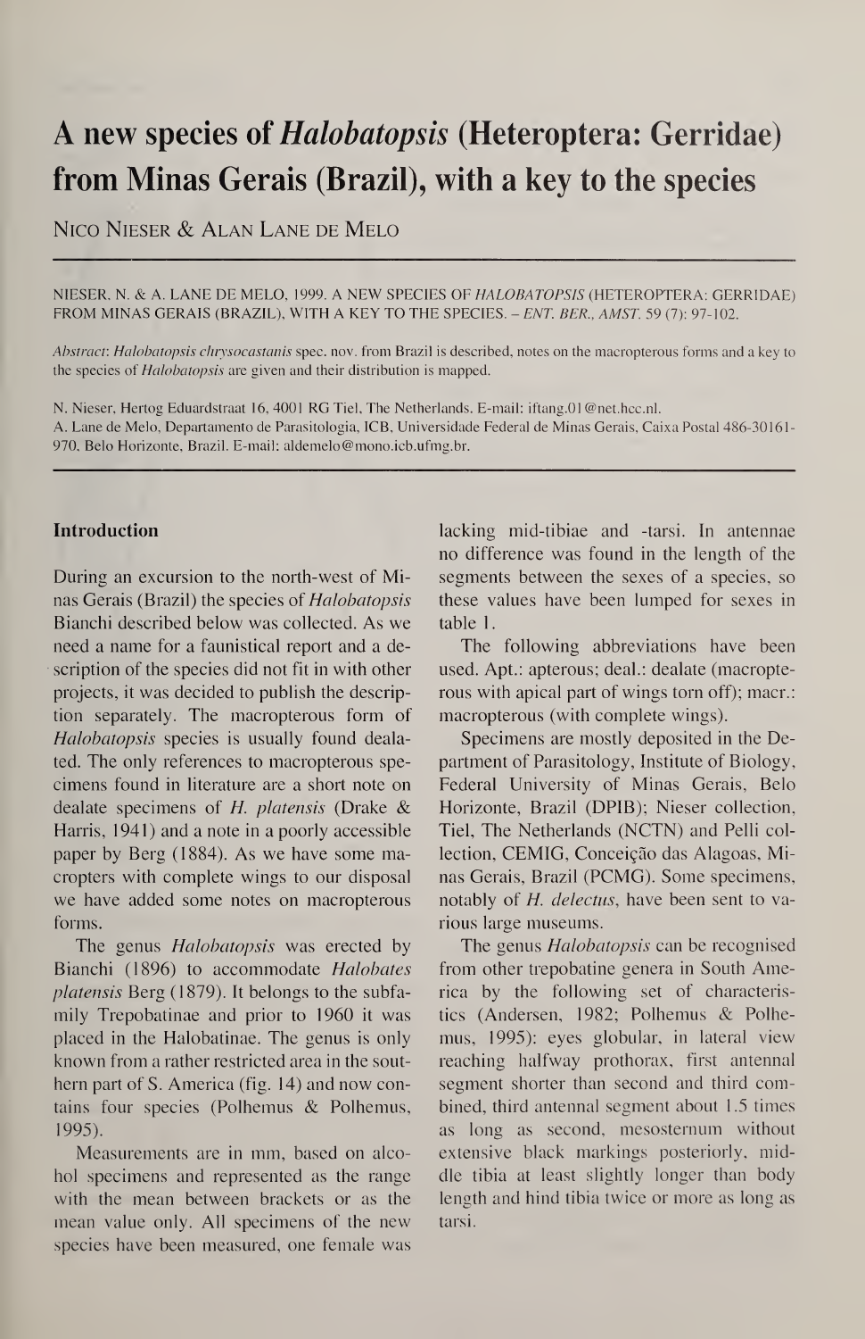# A new species of *Halobatopsis* (Heteroptera: Gerridae) from Minas Gerais (Brazil), with a key to the species

Nico Nieser & Alan Lane de Melo

NIESER, N. & A. LANE DE MELO, 1999. A NEW SPECIES OF *HALOBATOPSIS* (HETEROPTERA: GERRIDAE) FROM MINAS GERAIS (BRAZIL), WITH A KEY TO THE SPECIES. – *ENT. BER., AMST.* 59 (7): 97-102.

*Abstract*: *Halobatopsis chrysocastanis* spec. nov. from Brazil is described, notes on the macropterous forms and a key to the species of *Halobatopsis* are given and their distribution is mapped.

N. Nieser, Hertog Eduardstraat 16, 4001 RG Tiel, The Netherlands. E-mail: iftang.01@net.hcc.nl.
A. Lane de Melo, Departamento de Parasitologia, ICB, Universidade Federal de Minas Gerais, Caixa Postal 486-30161-970, Belo Horizonte, Brazil. E-mail: aldemelo@mono.icb.ufmg.br.

## Introduction

During an excursion to the north-west of Minas Gerais (Brazil) the species of *Halobatopsis* Bianchi described below was collected. As we need a name for a faunistical report and a description of the species did not fit in with other projects, it was decided to publish the description separately. The macropterous form of *Halobatopsis* species is usually found dealated. The only references to macropterous specimens found in literature are a short note on dealate specimens of *H. platensis* (Drake & Harris, 1941) and a note in a poorly accessible paper by Berg (1884). As we have some macropters with complete wings to our disposal we have added some notes on macropterous forms.

The genus *Halobatopsis* was erected by Bianchi (1896) to accommodate *Halobates platensis* Berg (1879). It belongs to the subfamily Trepobatinae and prior to 1960 it was placed in the Halobatinae. The genus is only known from a rather restricted area in the southern part of S. America (fig. 14) and now contains four species (Polhemus & Polhemus, 1995).

Measurements are in mm, based on alcohol specimens and represented as the range with the mean between brackets or as the mean value only. All specimens of the new species have been measured, one female was lacking mid-tibiae and -tarsi. In antennae no difference was found in the length of the segments between the sexes of a species, so these values have been lumped for sexes in table 1.

The following abbreviations have been used. Apt.: apterous; deal.: dealate (macropterous with apical part of wings torn off); macr.: macropterous (with complete wings).

Specimens are mostly deposited in the Department of Parasitology, Institute of Biology, Federal University of Minas Gerais, Belo Horizonte, Brazil (DPIB); Nieser collection, Tiel, The Netherlands (NCTN) and Pelli collection, CEMIG, Conceição das Alagoas, Minas Gerais, Brazil (PCMG). Some specimens, notably of *H. delectus*, have been sent to various large museums.

The genus *Halobatopsis* can be recognised from other trepobatine genera in South America by the following set of characteristics (Andersen, 1982; Polhemus & Polhemus, 1995): eyes globular, in lateral view reaching halfway prothorax, first antennal segment shorter than second and third combined, third antennal segment about 1.5 times as long as second, mesosternum without extensive black markings posteriorly, middle tibia at least slightly longer than body length and hind tibia twice or more as long as tarsi.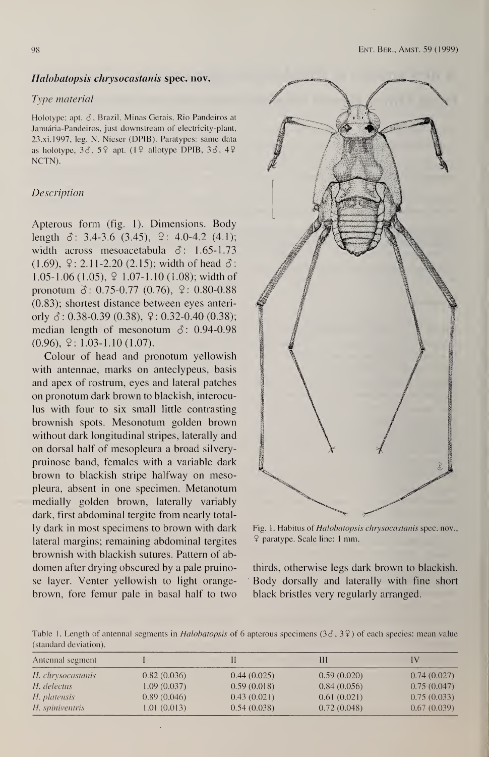### *Halobatopsis chrysocastanis* spec. nov.

#### *Type material*

Holotype: apt. ♂, Brazil, Minas Gerais, Rio Pandeiros at Januária-Pandeiros, just downstream of electricity-plant, 23.xi.1997, leg. N. Nieser (DPIB). Paratypes: same data as holotype, 3♂, 5♀ apt. (1♀ allotype DPIB, 3♂, 4♀ NCTN).

#### *Description*

Apterous form (fig. 1). Dimensions. Body length ♂: 3.4-3.6 (3.45), ♀: 4.0-4.2 (4.1); width across mesoacetabula ♂: 1.65-1.73 (1.69), ♀: 2.11-2.20 (2.15); width of head ♂: 1.05-1.06 (1.05), ♀ 1.07-1.10 (1.08); width of pronotum ♂: 0.75-0.77 (0.76), ♀: 0.80-0.88 (0.83); shortest distance between eyes anteriorly ♂: 0.38-0.39 (0.38), ♀: 0.32-0.40 (0.38); median length of mesonotum ♂: 0.94-0.98 (0.96), ♀: 1.03-1.10 (1.07).

Colour of head and pronotum yellowish with antennae, marks on anteclypeus, basis and apex of rostrum, eyes and lateral patches on pronotum dark brown to blackish, interoculus with four to six small little contrasting brownish spots. Mesonotum golden brown without dark longitudinal stripes, laterally and on dorsal half of mesopleura a broad silvery-pruinose band, females with a variable dark brown to blackish stripe halfway on mesopleura, absent in one specimen. Metanotum medially golden brown, laterally variably dark, first abdominal tergite from nearly totally dark in most specimens to brown with dark lateral margins; remaining abdominal tergites brownish with blackish sutures. Pattern of abdomen after drying obscured by a pale pruinose layer. Venter yellowish to light orange-brown, fore femur pale in basal half to two thirds, otherwise legs dark brown to blackish. Body dorsally and laterally with fine short black bristles very regularly arranged.

Fig. 1. Habitus of *Halobatopsis chrysocastanis* spec. nov., ♀ paratype. Scale line: 1 mm.

Table 1. Length of antennal segments in *Halobatopsis* of 6 apterous specimens (3♂, 3♀) of each species: mean value (standard deviation).

| Antennal segment | I | II | III | IV |
|---|---|---|---|---|
| *H. chrysocastanis* | 0.82 (0.036) | 0.44 (0.025) | 0.59 (0.020) | 0.74 (0.027) |
| *H. delectus* | 1.09 (0.037) | 0.59 (0.018) | 0.84 (0.056) | 0.75 (0.047) |
| *H. platensis* | 0.89 (0.046) | 0.43 (0.021) | 0.61 (0.021) | 0.75 (0.033) |
| *H. spiniventris* | 1.01 (0.013) | 0.54 (0.038) | 0.72 (0.048) | 0.67 (0.039) |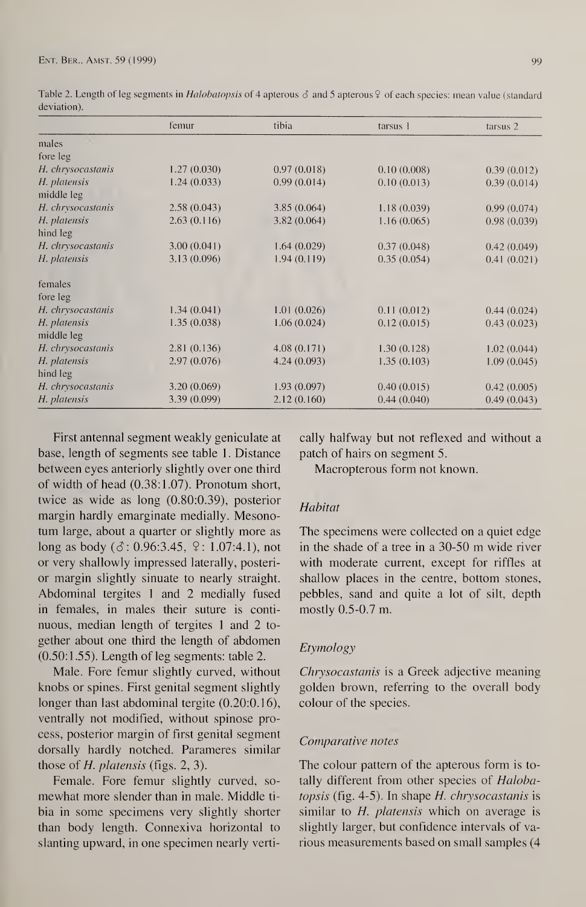Table 2. Length of leg segments in *Halobatopsis* of 4 apterous ♂ and 5 apterous ♀ of each species: mean value (standard deviation).

| | femur | tibia | tarsus 1 | tarsus 2 |
|---|---|---|---|---|
| males | | | | |
| fore leg | | | | |
| *H. chrysocastanis* | 1.27 (0.030) | 0.97 (0.018) | 0.10 (0.008) | 0.39 (0.012) |
| *H. platensis* | 1.24 (0.033) | 0.99 (0.014) | 0.10 (0.013) | 0.39 (0.014) |
| middle leg | | | | |
| *H. chrysocastanis* | 2.58 (0.043) | 3.85 (0.064) | 1.18 (0.039) | 0.99 (0.074) |
| *H. platensis* | 2.63 (0.116) | 3.82 (0.064) | 1.16 (0.065) | 0.98 (0.039) |
| hind leg | | | | |
| *H. chrysocastanis* | 3.00 (0.041) | 1.64 (0.029) | 0.37 (0.048) | 0.42 (0.049) |
| *H. platensis* | 3.13 (0.096) | 1.94 (0.119) | 0.35 (0.054) | 0.41 (0.021) |
| females | | | | |
| fore leg | | | | |
| *H. chrysocastanis* | 1.34 (0.041) | 1.01 (0.026) | 0.11 (0.012) | 0.44 (0.024) |
| *H. platensis* | 1.35 (0.038) | 1.06 (0.024) | 0.12 (0.015) | 0.43 (0.023) |
| middle leg | | | | |
| *H. chrysocastanis* | 2.81 (0.136) | 4.08 (0.171) | 1.30 (0.128) | 1.02 (0.044) |
| *H. platensis* | 2.97 (0.076) | 4.24 (0.093) | 1.35 (0.103) | 1.09 (0.045) |
| hind leg | | | | |
| *H. chrysocastanis* | 3.20 (0.069) | 1.93 (0.097) | 0.40 (0.015) | 0.42 (0.005) |
| *H. platensis* | 3.39 (0.099) | 2.12 (0.160) | 0.44 (0.040) | 0.49 (0.043) |

First antennal segment weakly geniculate at base, length of segments see table 1. Distance between eyes anteriorly slightly over one third of width of head (0.38:1.07). Pronotum short, twice as wide as long (0.80:0.39), posterior margin hardly emarginate medially. Mesonotum large, about a quarter or slightly more as long as body (♂: 0.96:3.45, ♀: 1.07:4.1), not or very shallowly impressed laterally, posterior margin slightly sinuate to nearly straight. Abdominal tergites 1 and 2 medially fused in females, in males their suture is continuous, median length of tergites 1 and 2 together about one third the length of abdomen (0.50:1.55). Length of leg segments: table 2.

Male. Fore femur slightly curved, without knobs or spines. First genital segment slightly longer than last abdominal tergite (0.20:0.16), ventrally not modified, without spinose process, posterior margin of first genital segment dorsally hardly notched. Parameres similar those of *H. platensis* (figs. 2, 3).

Female. Fore femur slightly curved, somewhat more slender than in male. Middle tibia in some specimens very slightly shorter than body length. Connexiva horizontal to slanting upward, in one specimen nearly vertically halfway but not reflexed and without a patch of hairs on segment 5.

Macropterous form not known.

### Habitat

The specimens were collected on a quiet edge in the shade of a tree in a 30-50 m wide river with moderate current, except for riffles at shallow places in the centre, bottom stones, pebbles, sand and quite a lot of silt, depth mostly 0.5-0.7 m.

### Etymology

*Chrysocastanis* is a Greek adjective meaning golden brown, referring to the overall body colour of the species.

### Comparative notes

The colour pattern of the apterous form is totally different from other species of *Halobatopsis* (fig. 4-5). In shape *H. chrysocastanis* is similar to *H. platensis* which on average is slightly larger, but confidence intervals of various measurements based on small samples (4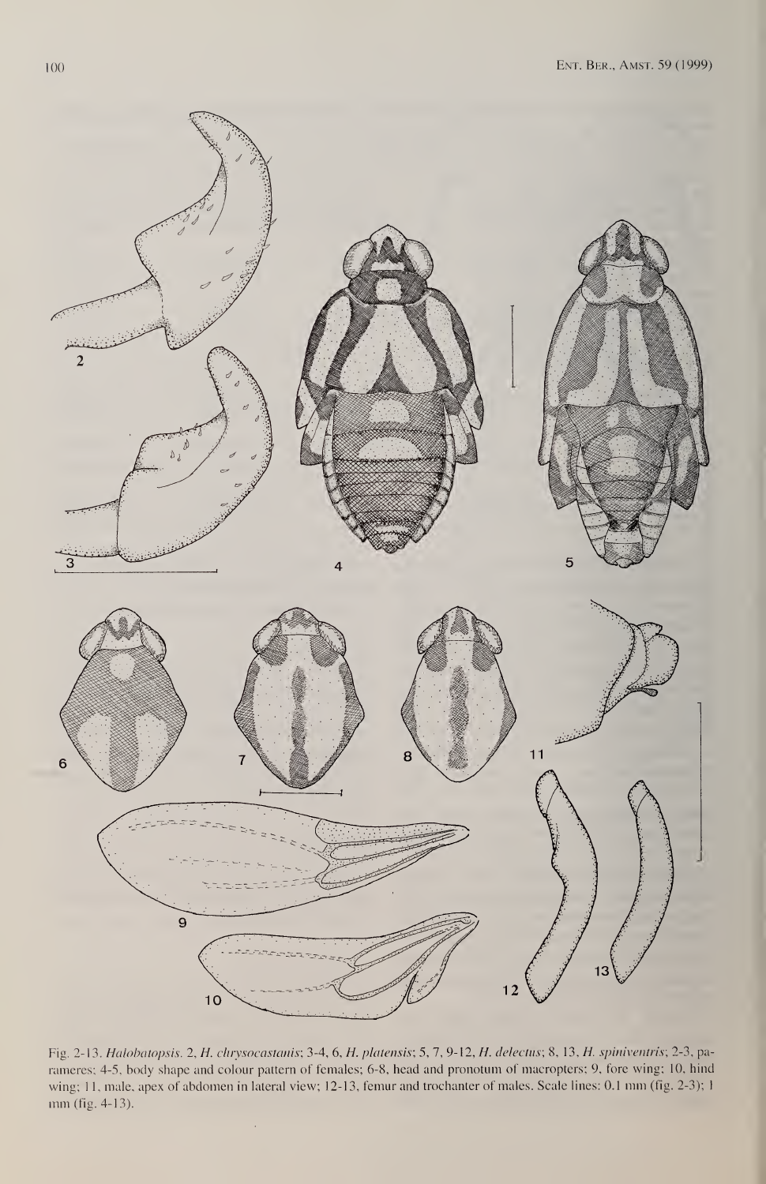Fig. 2-13. *Halobatopsis*. 2, *H. chrysocastanis*; 3-4, 6, *H. platensis*; 5, 7, 9-12, *H. delectus*; 8, 13, *H. spiniventris*; 2-3, parameres; 4-5, body shape and colour pattern of females; 6-8, head and pronotum of macropters; 9, fore wing; 10, hind wing; 11, male, apex of abdomen in lateral view; 12-13, femur and trochanter of males. Scale lines: 0.1 mm (fig. 2-3); 1 mm (fig. 4-13).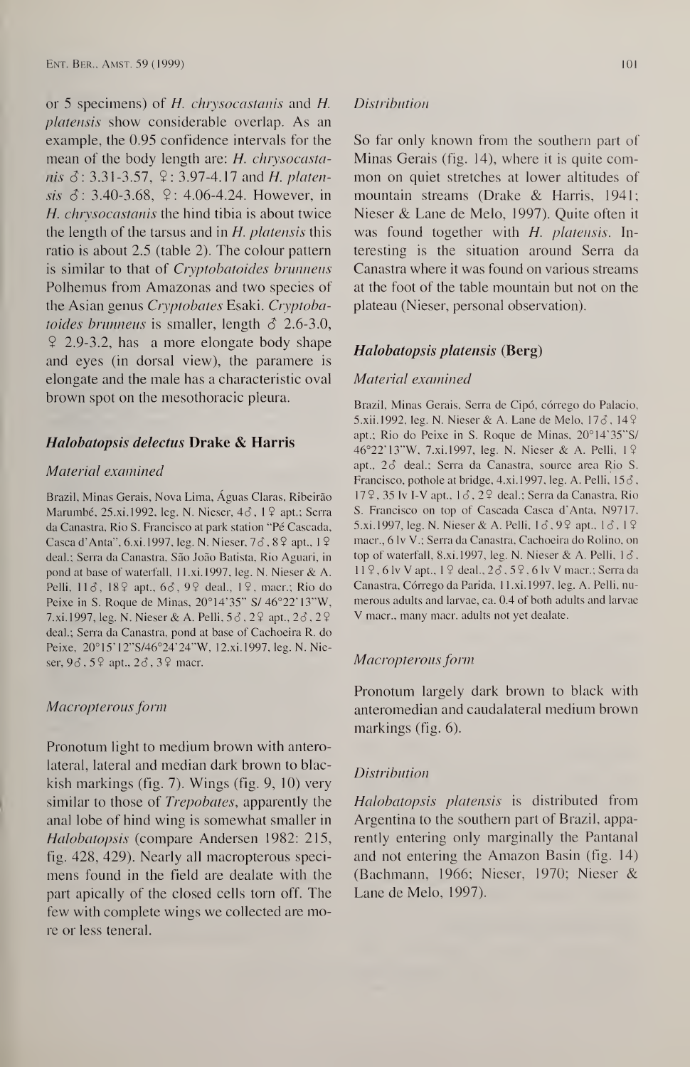or 5 specimens) of *H. chrysocastanis* and *H. platensis* show considerable overlap. As an example, the 0.95 confidence intervals for the mean of the body length are: *H. chrysocastanis* ♂: 3.31-3.57, ♀: 3.97-4.17 and *H. platensis* ♂: 3.40-3.68, ♀: 4.06-4.24. However, in *H. chrysocastanis* the hind tibia is about twice the length of the tarsus and in *H. platensis* this ratio is about 2.5 (table 2). The colour pattern is similar to that of *Cryptobatoides brunneus* Polhemus from Amazonas and two species of the Asian genus *Cryptobates* Esaki. *Cryptobatoides brunneus* is smaller, length ♂ 2.6-3.0, ♀ 2.9-3.2, has a more elongate body shape and eyes (in dorsal view), the paramere is elongate and the male has a characteristic oval brown spot on the mesothoracic pleura.

### *Halobatopsis delectus* Drake & Harris

#### *Material examined*

Brazil, Minas Gerais, Nova Lima, Águas Claras, Ribeirão Marumbé, 25.xi.1992, leg. N. Nieser, 4♂, 1♀ apt.; Serra da Canastra, Rio S. Francisco at park station "Pé Cascada, Casca d'Anta", 6.xi.1997, leg. N. Nieser, 7♂, 8♀ apt., 1♀ deal.; Serra da Canastra, São João Batista, Rio Aguari, in pond at base of waterfall, 11.xi.1997, leg. N. Nieser & A. Pelli, 11♂, 18♀ apt., 6♂, 9♀ deal., 1♀, macr.; Rio do Peixe in S. Roque de Minas, 20°14'35" S/ 46°22'13"W, 7.xi.1997, leg. N. Nieser & A. Pelli, 5♂, 2♀ apt., 2♂, 2♀ deal.; Serra da Canastra, pond at base of Cachoeira R. do Peixe, 20°15'12"S/46°24'24"W, 12.xi.1997, leg. N. Nieser, 9♂, 5♀ apt., 2♂, 3♀ macr.

#### *Macropterous form*

Pronotum light to medium brown with anterolateral, lateral and median dark brown to blackish markings (fig. 7). Wings (fig. 9, 10) very similar to those of *Trepobates*, apparently the anal lobe of hind wing is somewhat smaller in *Halobatopsis* (compare Andersen 1982: 215, fig. 428, 429). Nearly all macropterous specimens found in the field are dealate with the part apically of the closed cells torn off. The few with complete wings we collected are more or less teneral.

#### *Distribution*

So far only known from the southern part of Minas Gerais (fig. 14), where it is quite common on quiet stretches at lower altitudes of mountain streams (Drake & Harris, 1941; Nieser & Lane de Melo, 1997). Quite often it was found together with *H. platensis*. Interesting is the situation around Serra da Canastra where it was found on various streams at the foot of the table mountain but not on the plateau (Nieser, personal observation).

### *Halobatopsis platensis* (Berg)

#### *Material examined*

Brazil, Minas Gerais, Serra de Cipó, córrego do Palacio, 5.xii.1992, leg. N. Nieser & A. Lane de Melo, 17♂, 14♀ apt.; Rio do Peixe in S. Roque de Minas, 20°14'35"S/ 46°22'13"W, 7.xi.1997, leg. N. Nieser & A. Pelli, 1♀ apt., 2♂ deal.; Serra da Canastra, source area Rio S. Francisco, pothole at bridge, 4.xi.1997, leg. A. Pelli, 15♂, 17♀, 35 lv I-V apt., 1♂, 2♀ deal.; Serra da Canastra, Rio S. Francisco on top of Cascada Casca d'Anta, N9717, 5.xi.1997, leg. N. Nieser & A. Pelli, 1♂, 9♀ apt., 1♂, 1♀ macr., 6 lv V.; Serra da Canastra, Cachoeira do Rolino, on top of waterfall, 8.xi.1997, leg. N. Nieser & A. Pelli, 1♂, 11♀, 6 lv V apt., 1♀ deal., 2♂, 5♀, 6 lv V macr.; Serra da Canastra, Córrego da Parida, 11.xi.1997, leg. A. Pelli, numerous adults and larvae, ca. 0.4 of both adults and larvae V macr., many macr. adults not yet dealate.

#### *Macropterous form*

Pronotum largely dark brown to black with anteromedian and caudalateral medium brown markings (fig. 6).

#### *Distribution*

*Halobatopsis platensis* is distributed from Argentina to the southern part of Brazil, apparently entering only marginally the Pantanal and not entering the Amazon Basin (fig. 14) (Bachmann, 1966; Nieser, 1970; Nieser & Lane de Melo, 1997).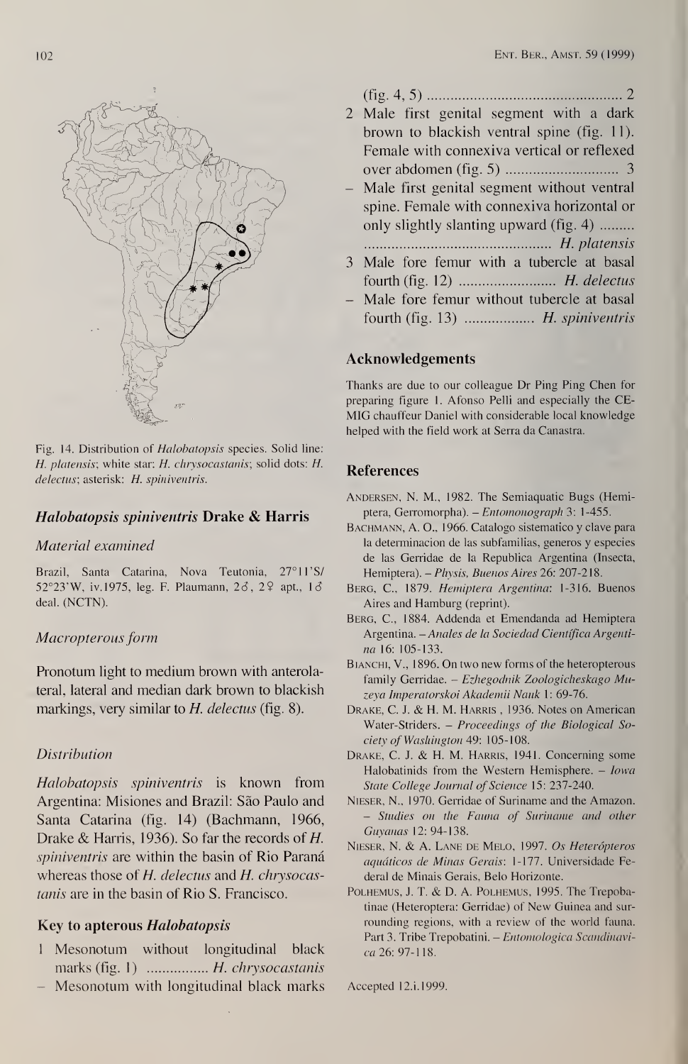Fig. 14. Distribution of *Halobatopsis* species. Solid line: *H. platensis*; white star: *H. chrysocastanis*; solid dots: *H. delectus*; asterisk: *H. spiniventris*.

### *Halobatopsis spiniventris* Drake & Harris

#### *Material examined*

Brazil, Santa Catarina, Nova Teutonia, 27°11'S/ 52°23'W, iv.1975, leg. F. Plaumann, 2♂, 2♀ apt., 1♂ deal. (NCTN).

#### *Macropterous form*

Pronotum light to medium brown with anterolateral, lateral and median dark brown to blackish markings, very similar to *H. delectus* (fig. 8).

#### *Distribution*

*Halobatopsis spiniventris* is known from Argentina: Misiones and Brazil: São Paulo and Santa Catarina (fig. 14) (Bachmann, 1966, Drake & Harris, 1936). So far the records of *H. spiniventris* are within the basin of Rio Paraná whereas those of *H. delectus* and *H. chrysocastanis* are in the basin of Rio S. Francisco.

### Key to apterous *Halobatopsis*

1 Mesonotum without longitudinal black marks (fig. 1) ................ *H. chrysocastanis*
– Mesonotum with longitudinal black marks (fig. 4, 5) .................................................. 2
2 Male first genital segment with a dark brown to blackish ventral spine (fig. 11). Female with connexiva vertical or reflexed over abdomen (fig. 5) ............................ 3
– Male first genital segment without ventral spine. Female with connexiva horizontal or only slightly slanting upward (fig. 4) ......... ............................................... *H. platensis*
3 Male fore femur with a tubercle at basal fourth (fig. 12) ......................... *H. delectus*
– Male fore femur without tubercle at basal fourth (fig. 13) .................. *H. spiniventris*

### Acknowledgements

Thanks are due to our colleague Dr Ping Ping Chen for preparing figure 1. Afonso Pelli and especially the CEMIG chauffeur Daniel with considerable local knowledge helped with the field work at Serra da Canastra.

### References

Andersen, N. M., 1982. The Semiaquatic Bugs (Hemiptera, Gerromorpha). – *Entomonograph* 3: 1-455.

Bachmann, A. O., 1966. Catalogo sistematico y clave para la determinacion de las subfamilias, generos y especies de las Gerridae de la Republica Argentina (Insecta, Hemiptera). – *Physis, Buenos Aires* 26: 207-218.

Berg, C., 1879. *Hemiptera Argentina*: 1-316. Buenos Aires and Hamburg (reprint).

Berg, C., 1884. Addenda et Emendanda ad Hemiptera Argentina. – *Anales de la Sociedad Científica Argentina* 16: 105-133.

Bianchi, V., 1896. On two new forms of the heteropterous family Gerridae. – *Ezhegodnik Zoologicheskago Muzeya Imperatorskoi Akademii Nauk* 1: 69-76.

Drake, C. J. & H. M. Harris, 1936. Notes on American Water-Striders. – *Proceedings of the Biological Society of Washington* 49: 105-108.

Drake, C. J. & H. M. Harris, 1941. Concerning some Halobatinids from the Western Hemisphere. – *Iowa State College Journal of Science* 15: 237-240.

Nieser, N., 1970. Gerridae of Suriname and the Amazon. – *Studies on the Fauna of Suriname and other Guyanas* 12: 94-138.

Nieser, N. & A. Lane de Melo, 1997. *Os Heterópteros aquáticos de Minas Gerais*: 1-177. Universidade Federal de Minais Gerais, Belo Horizonte.

Polhemus, J. T. & D. A. Polhemus, 1995. The Trepobatinae (Heteroptera: Gerridae) of New Guinea and surrounding regions, with a review of the world fauna. Part 3. Tribe Trepobatini. – *Entomologica Scandinavica* 26: 97-118.

Accepted 12.i.1999.